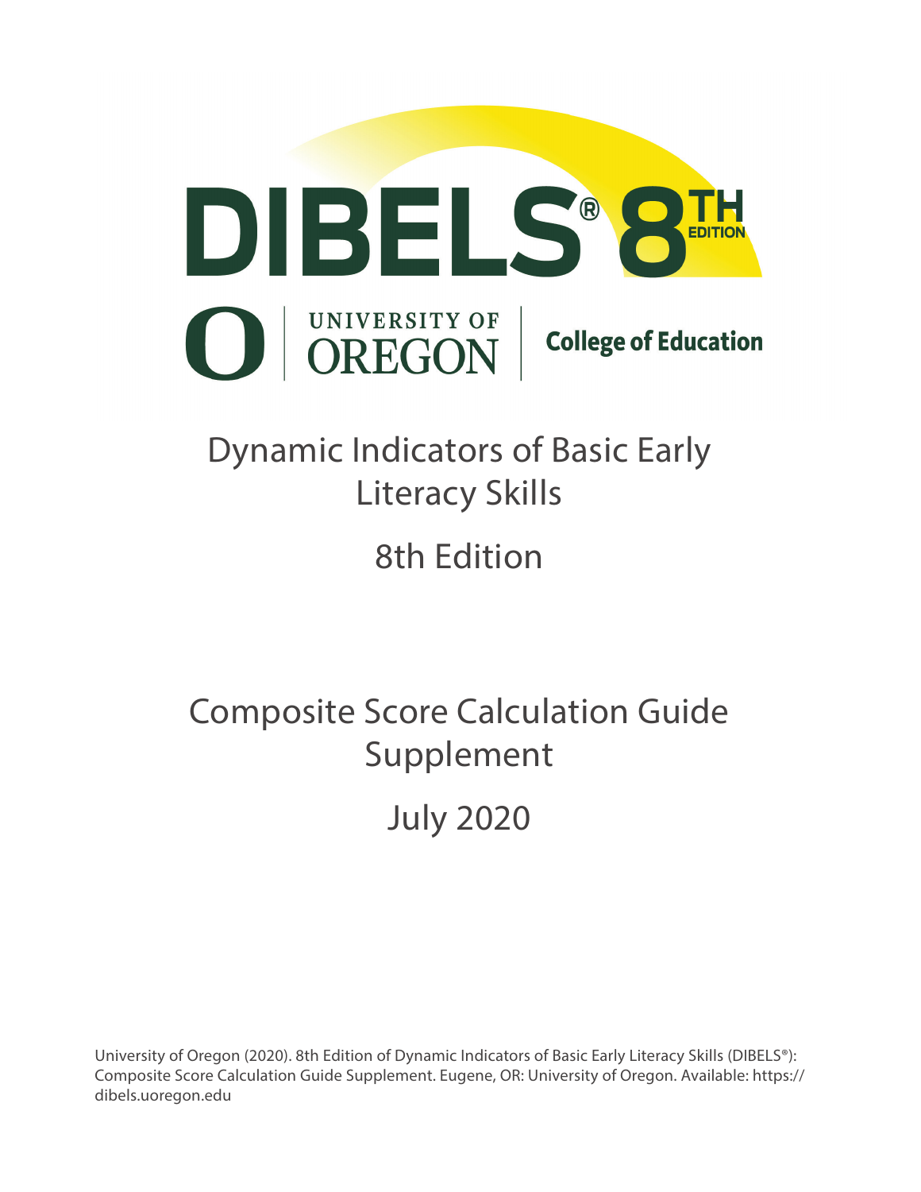# DIBELS® 8TH EDITION

UNIVERSITY OF OREGON | College of Education

# Dynamic Indicators of Basic Early Literacy Skills

## 8th Edition

# Composite Score Calculation Guide Supplement

## July 2020

University of Oregon (2020). 8th Edition of Dynamic Indicators of Basic Early Literacy Skills (DIBELS®): Composite Score Calculation Guide Supplement. Eugene, OR: University of Oregon. Available: https://dibels.uoregon.edu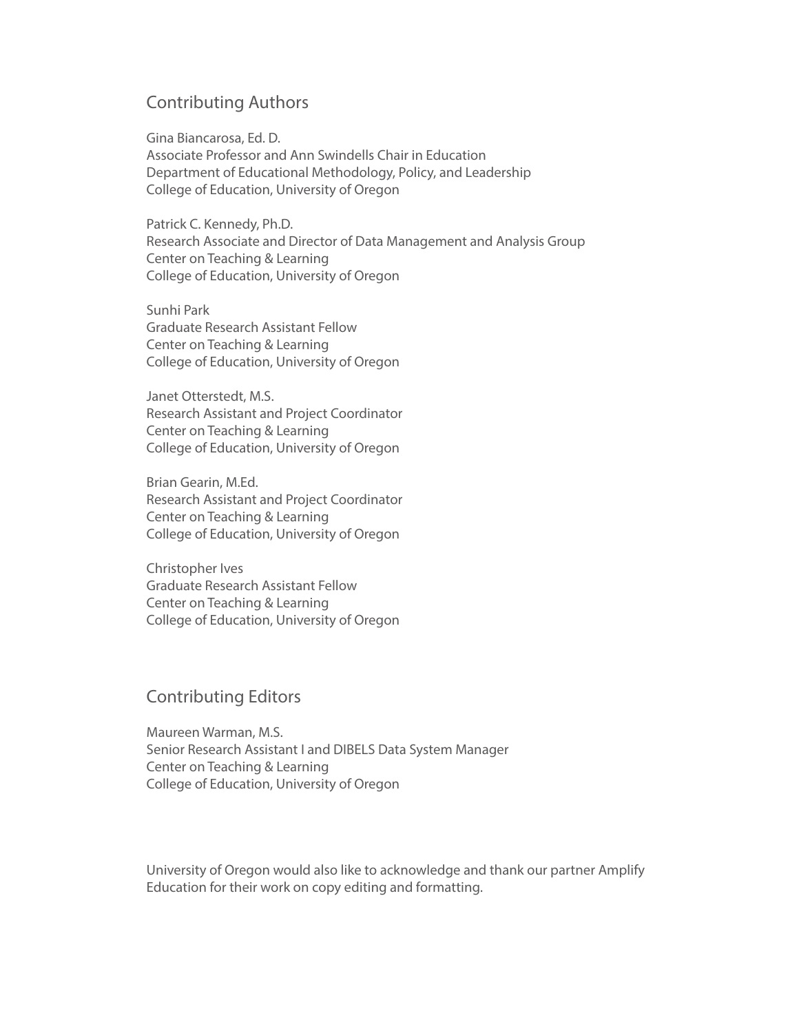## Contributing Authors

Gina Biancarosa, Ed. D.
Associate Professor and Ann Swindells Chair in Education
Department of Educational Methodology, Policy, and Leadership
College of Education, University of Oregon

Patrick C. Kennedy, Ph.D.
Research Associate and Director of Data Management and Analysis Group
Center on Teaching & Learning
College of Education, University of Oregon

Sunhi Park
Graduate Research Assistant Fellow
Center on Teaching & Learning
College of Education, University of Oregon

Janet Otterstedt, M.S.
Research Assistant and Project Coordinator
Center on Teaching & Learning
College of Education, University of Oregon

Brian Gearin, M.Ed.
Research Assistant and Project Coordinator
Center on Teaching & Learning
College of Education, University of Oregon

Christopher Ives
Graduate Research Assistant Fellow
Center on Teaching & Learning
College of Education, University of Oregon

## Contributing Editors

Maureen Warman, M.S.
Senior Research Assistant I and DIBELS Data System Manager
Center on Teaching & Learning
College of Education, University of Oregon

University of Oregon would also like to acknowledge and thank our partner Amplify Education for their work on copy editing and formatting.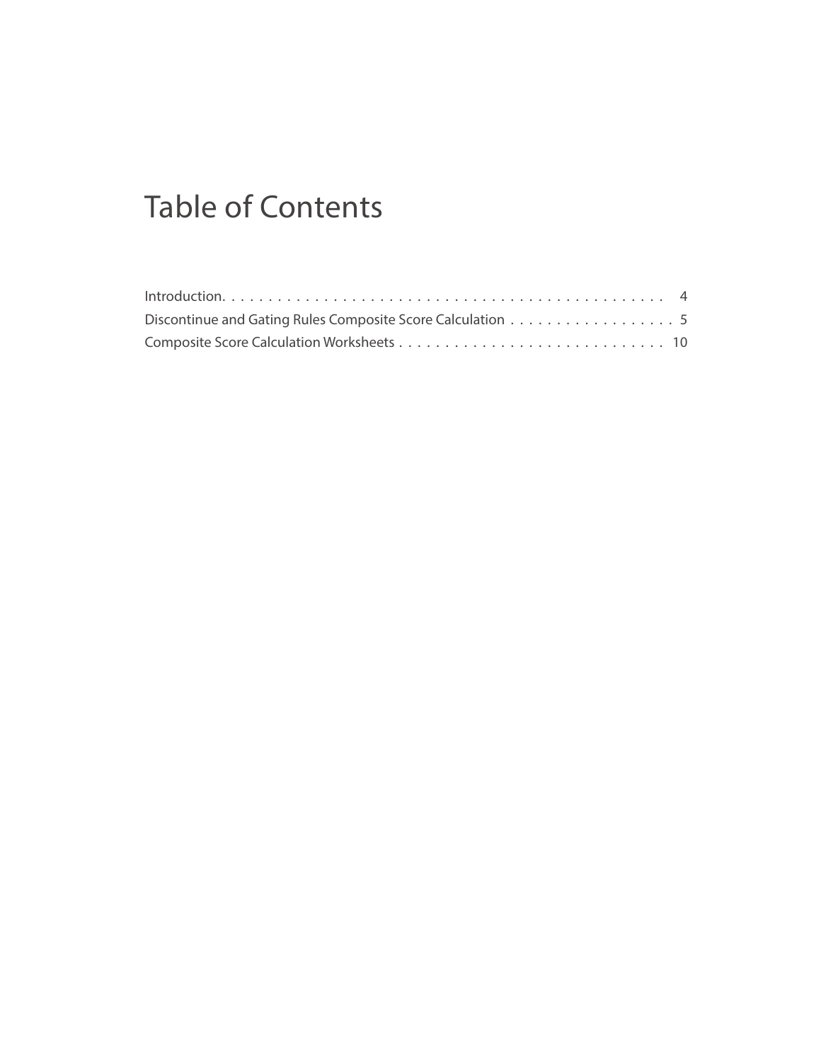# Table of Contents

Introduction. . . . . . . . . . . . . . . . . . . . . . . . . . . . . . . . . . . . . . . . . . . . . . 4
Discontinue and Gating Rules Composite Score Calculation . . . . . . . . . . . . . . . . . . 5
Composite Score Calculation Worksheets . . . . . . . . . . . . . . . . . . . . . . . . . . . . . 10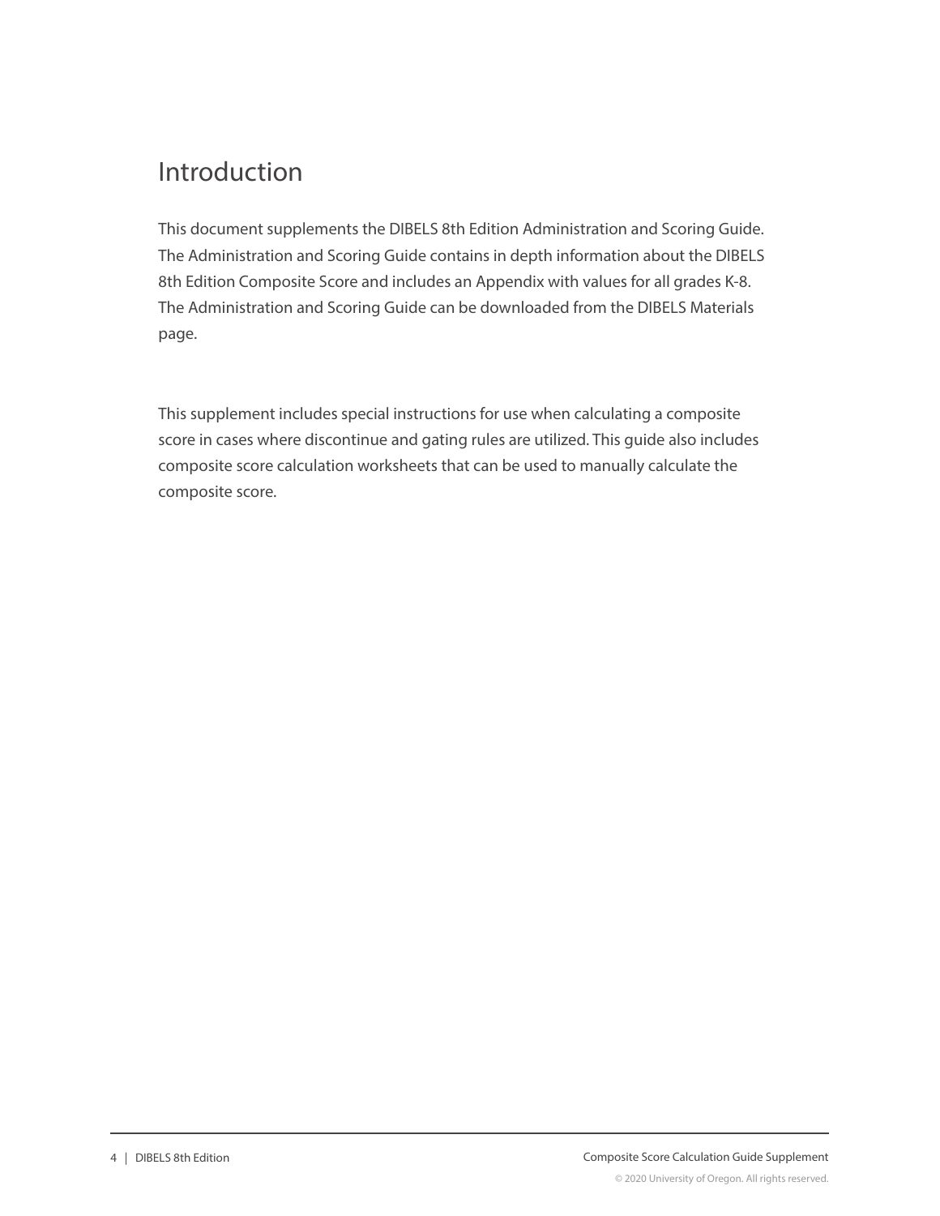# Introduction

This document supplements the DIBELS 8th Edition Administration and Scoring Guide. The Administration and Scoring Guide contains in depth information about the DIBELS 8th Edition Composite Score and includes an Appendix with values for all grades K-8. The Administration and Scoring Guide can be downloaded from the DIBELS Materials page.

This supplement includes special instructions for use when calculating a composite score in cases where discontinue and gating rules are utilized. This guide also includes composite score calculation worksheets that can be used to manually calculate the composite score.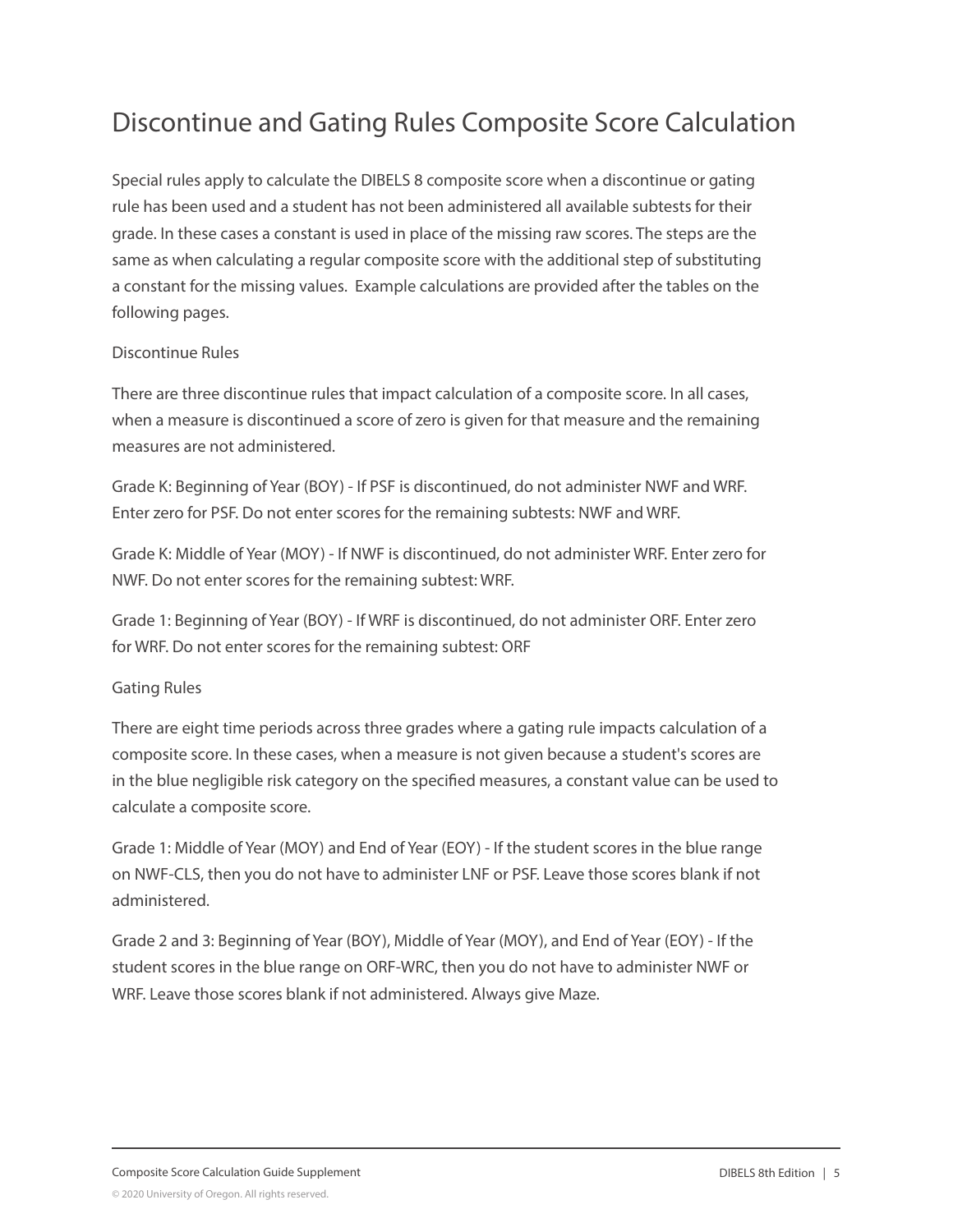# Discontinue and Gating Rules Composite Score Calculation

Special rules apply to calculate the DIBELS 8 composite score when a discontinue or gating rule has been used and a student has not been administered all available subtests for their grade. In these cases a constant is used in place of the missing raw scores. The steps are the same as when calculating a regular composite score with the additional step of substituting a constant for the missing values. Example calculations are provided after the tables on the following pages.

## Discontinue Rules

There are three discontinue rules that impact calculation of a composite score. In all cases, when a measure is discontinued a score of zero is given for that measure and the remaining measures are not administered.

Grade K: Beginning of Year (BOY) - If PSF is discontinued, do not administer NWF and WRF. Enter zero for PSF. Do not enter scores for the remaining subtests: NWF and WRF.

Grade K: Middle of Year (MOY) - If NWF is discontinued, do not administer WRF. Enter zero for NWF. Do not enter scores for the remaining subtest: WRF.

Grade 1: Beginning of Year (BOY) - If WRF is discontinued, do not administer ORF. Enter zero for WRF. Do not enter scores for the remaining subtest: ORF

## Gating Rules

There are eight time periods across three grades where a gating rule impacts calculation of a composite score. In these cases, when a measure is not given because a student's scores are in the blue negligible risk category on the specified measures, a constant value can be used to calculate a composite score.

Grade 1: Middle of Year (MOY) and End of Year (EOY) - If the student scores in the blue range on NWF-CLS, then you do not have to administer LNF or PSF. Leave those scores blank if not administered.

Grade 2 and 3: Beginning of Year (BOY), Middle of Year (MOY), and End of Year (EOY) - If the student scores in the blue range on ORF-WRC, then you do not have to administer NWF or WRF. Leave those scores blank if not administered. Always give Maze.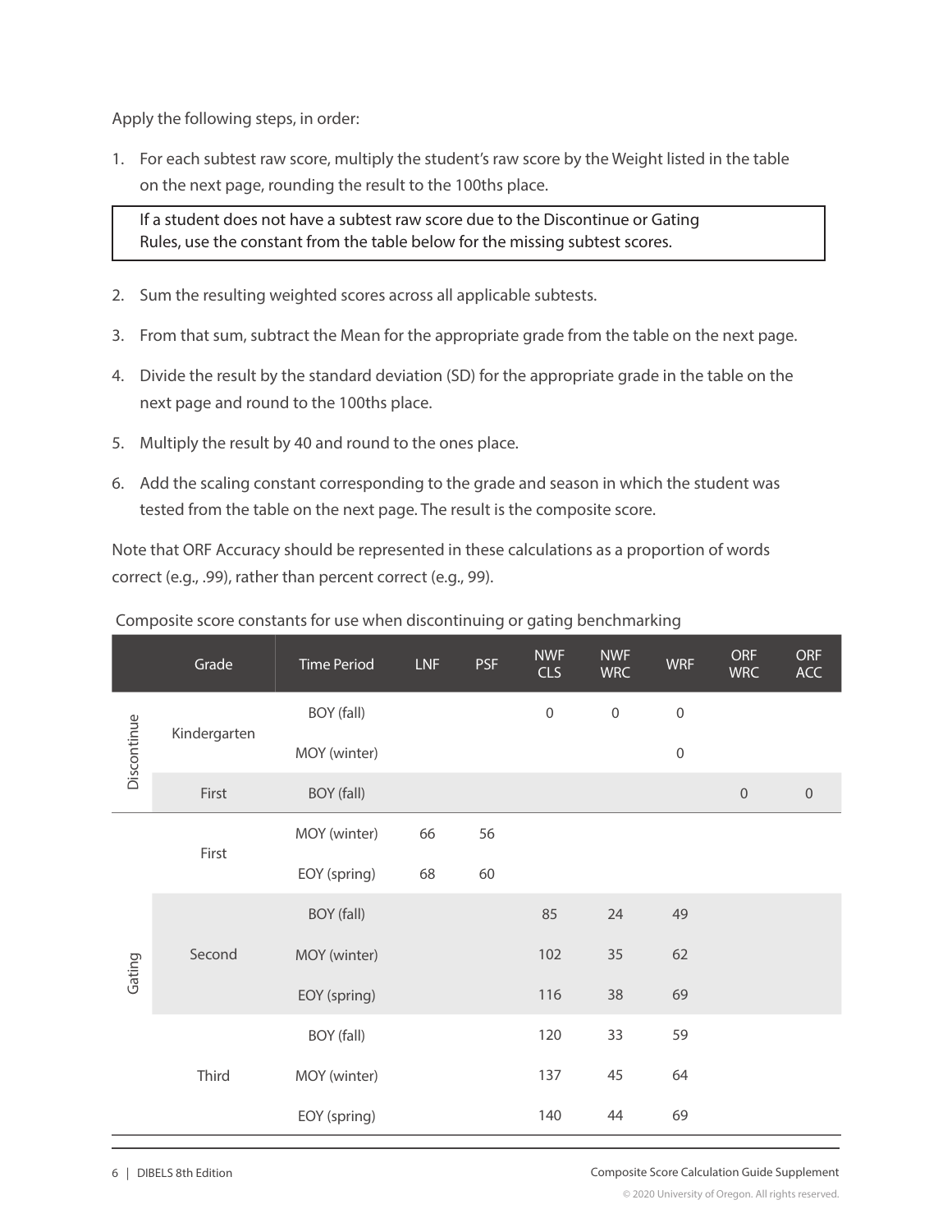Apply the following steps, in order:

1. For each subtest raw score, multiply the student's raw score by the Weight listed in the table on the next page, rounding the result to the 100ths place.

   > If a student does not have a subtest raw score due to the Discontinue or Gating Rules, use the constant from the table below for the missing subtest scores.

2. Sum the resulting weighted scores across all applicable subtests.
3. From that sum, subtract the Mean for the appropriate grade from the table on the next page.
4. Divide the result by the standard deviation (SD) for the appropriate grade in the table on the next page and round to the 100ths place.
5. Multiply the result by 40 and round to the ones place.
6. Add the scaling constant corresponding to the grade and season in which the student was tested from the table on the next page. The result is the composite score.

Note that ORF Accuracy should be represented in these calculations as a proportion of words correct (e.g., .99), rather than percent correct (e.g., 99).

Composite score constants for use when discontinuing or gating benchmarking

| | Grade | Time Period | LNF | PSF | NWF CLS | NWF WRC | WRF | ORF WRC | ORF ACC |
|---|---|---|---|---|---|---|---|---|---|
| Discontinue | Kindergarten | BOY (fall) | | | 0 | 0 | 0 | | |
| | | MOY (winter) | | | | | 0 | | |
| | First | BOY (fall) | | | | | | 0 | 0 |
| Gating | First | MOY (winter) | 66 | 56 | | | | | |
| | | EOY (spring) | 68 | 60 | | | | | |
| | Second | BOY (fall) | | | 85 | 24 | 49 | | |
| | | MOY (winter) | | | 102 | 35 | 62 | | |
| | | EOY (spring) | | | 116 | 38 | 69 | | |
| | Third | BOY (fall) | | | 120 | 33 | 59 | | |
| | | MOY (winter) | | | 137 | 45 | 64 | | |
| | | EOY (spring) | | | 140 | 44 | 69 | | |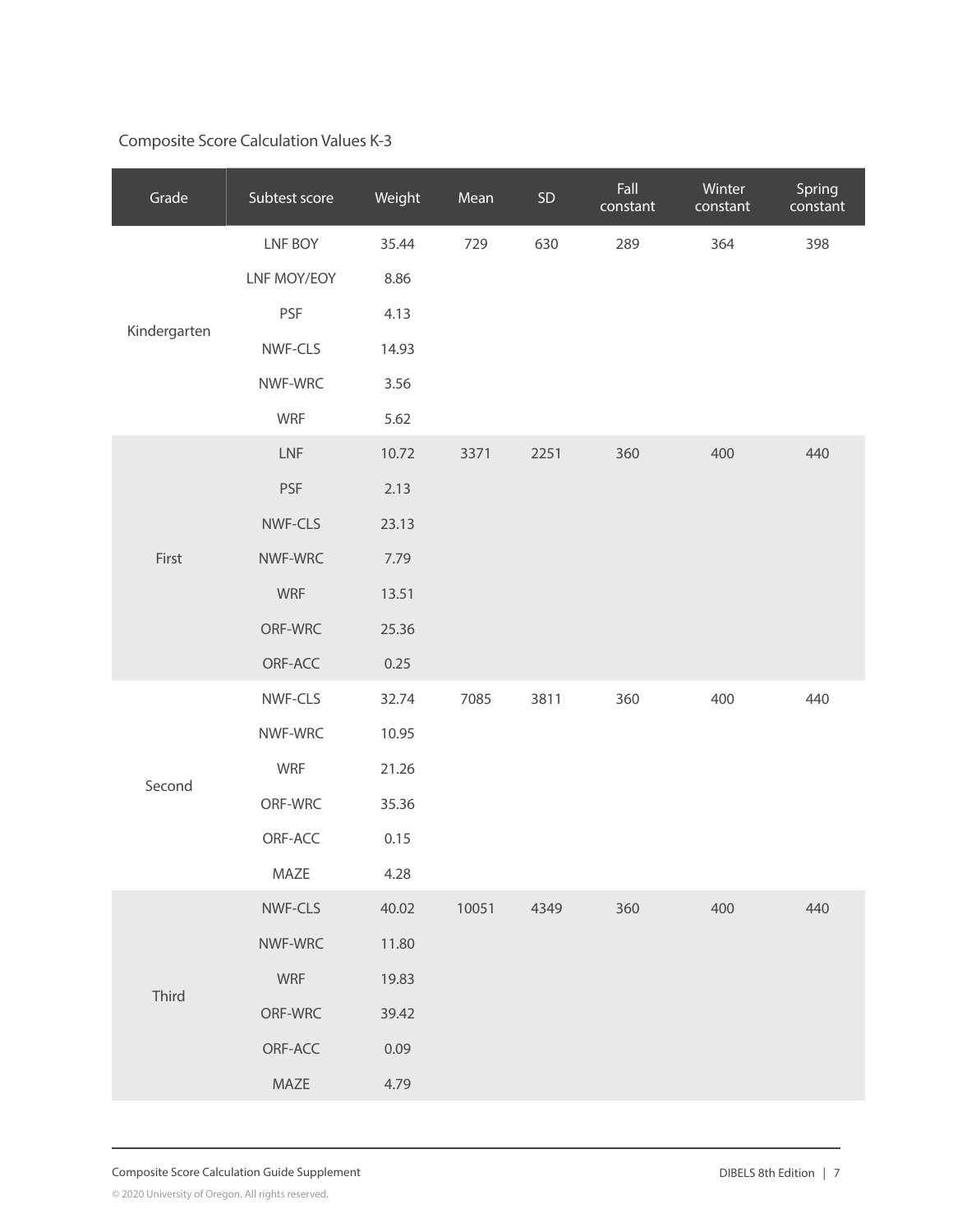Composite Score Calculation Values K-3

| Grade | Subtest score | Weight | Mean | SD | Fall constant | Winter constant | Spring constant |
|---|---|---|---|---|---|---|---|
| Kindergarten | LNF BOY | 35.44 | 729 | 630 | 289 | 364 | 398 |
| | LNF MOY/EOY | 8.86 | | | | | |
| | PSF | 4.13 | | | | | |
| | NWF-CLS | 14.93 | | | | | |
| | NWF-WRC | 3.56 | | | | | |
| | WRF | 5.62 | | | | | |
| First | LNF | 10.72 | 3371 | 2251 | 360 | 400 | 440 |
| | PSF | 2.13 | | | | | |
| | NWF-CLS | 23.13 | | | | | |
| | NWF-WRC | 7.79 | | | | | |
| | WRF | 13.51 | | | | | |
| | ORF-WRC | 25.36 | | | | | |
| | ORF-ACC | 0.25 | | | | | |
| Second | NWF-CLS | 32.74 | 7085 | 3811 | 360 | 400 | 440 |
| | NWF-WRC | 10.95 | | | | | |
| | WRF | 21.26 | | | | | |
| | ORF-WRC | 35.36 | | | | | |
| | ORF-ACC | 0.15 | | | | | |
| | MAZE | 4.28 | | | | | |
| Third | NWF-CLS | 40.02 | 10051 | 4349 | 360 | 400 | 440 |
| | NWF-WRC | 11.80 | | | | | |
| | WRF | 19.83 | | | | | |
| | ORF-WRC | 39.42 | | | | | |
| | ORF-ACC | 0.09 | | | | | |
| | MAZE | 4.79 | | | | | |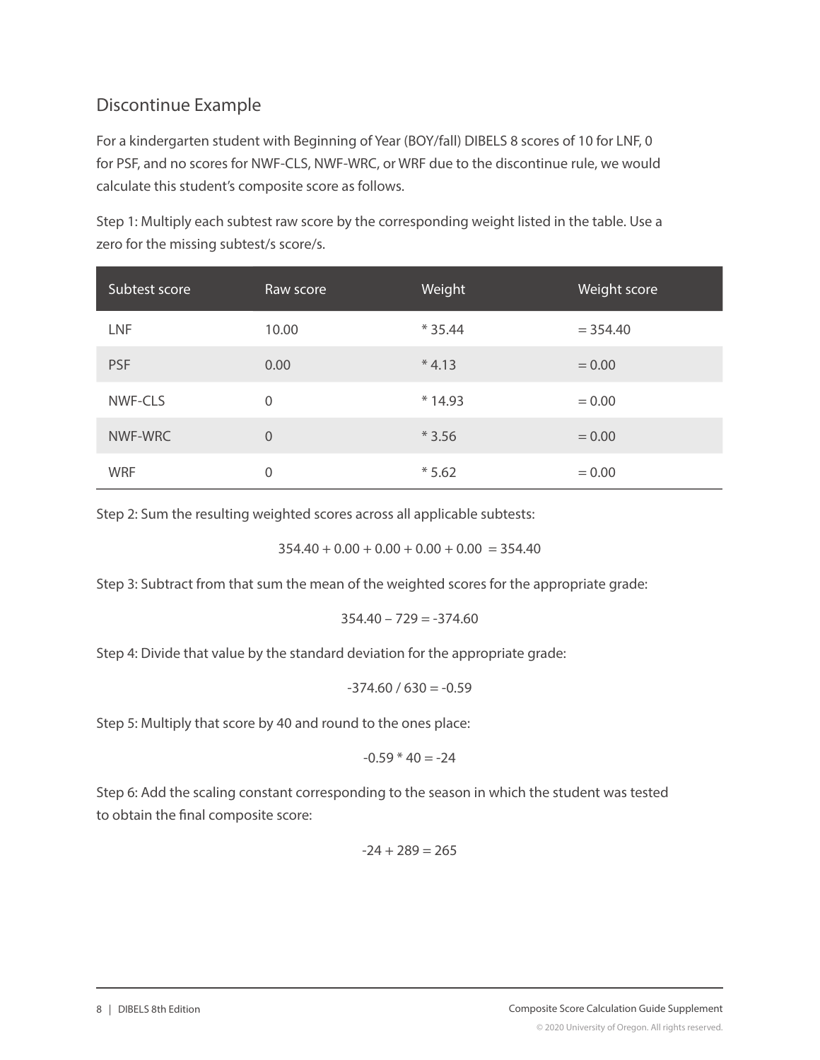## Discontinue Example

For a kindergarten student with Beginning of Year (BOY/fall) DIBELS 8 scores of 10 for LNF, 0 for PSF, and no scores for NWF-CLS, NWF-WRC, or WRF due to the discontinue rule, we would calculate this student's composite score as follows.

Step 1: Multiply each subtest raw score by the corresponding weight listed in the table. Use a zero for the missing subtest/s score/s.

| Subtest score | Raw score | Weight | Weight score |
|---|---|---|---|
| LNF | 10.00 | * 35.44 | = 354.40 |
| PSF | 0.00 | * 4.13 | = 0.00 |
| NWF-CLS | 0 | * 14.93 | = 0.00 |
| NWF-WRC | 0 | * 3.56 | = 0.00 |
| WRF | 0 | * 5.62 | = 0.00 |

Step 2: Sum the resulting weighted scores across all applicable subtests:

$$354.40 + 0.00 + 0.00 + 0.00 + 0.00 = 354.40$$

Step 3: Subtract from that sum the mean of the weighted scores for the appropriate grade:

$$354.40 - 729 = -374.60$$

Step 4: Divide that value by the standard deviation for the appropriate grade:

$$-374.60 / 630 = -0.59$$

Step 5: Multiply that score by 40 and round to the ones place:

$$-0.59 * 40 = -24$$

Step 6: Add the scaling constant corresponding to the season in which the student was tested to obtain the final composite score:

$$-24 + 289 = 265$$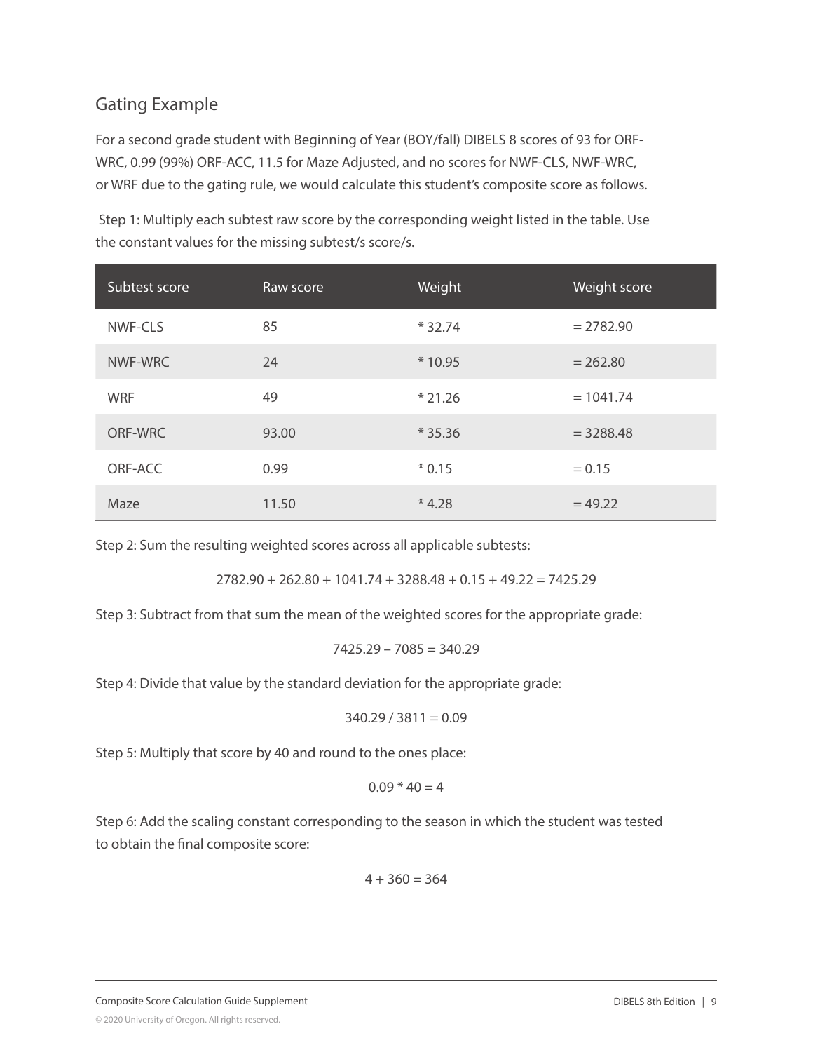## Gating Example

For a second grade student with Beginning of Year (BOY/fall) DIBELS 8 scores of 93 for ORF-WRC, 0.99 (99%) ORF-ACC, 11.5 for Maze Adjusted, and no scores for NWF-CLS, NWF-WRC, or WRF due to the gating rule, we would calculate this student's composite score as follows.

Step 1: Multiply each subtest raw score by the corresponding weight listed in the table. Use the constant values for the missing subtest/s score/s.

| Subtest score | Raw score | Weight | Weight score |
|---|---|---|---|
| NWF-CLS | 85 | * 32.74 | = 2782.90 |
| NWF-WRC | 24 | * 10.95 | = 262.80 |
| WRF | 49 | * 21.26 | = 1041.74 |
| ORF-WRC | 93.00 | * 35.36 | = 3288.48 |
| ORF-ACC | 0.99 | * 0.15 | = 0.15 |
| Maze | 11.50 | * 4.28 | = 49.22 |

Step 2: Sum the resulting weighted scores across all applicable subtests:

$$2782.90 + 262.80 + 1041.74 + 3288.48 + 0.15 + 49.22 = 7425.29$$

Step 3: Subtract from that sum the mean of the weighted scores for the appropriate grade:

$$7425.29 - 7085 = 340.29$$

Step 4: Divide that value by the standard deviation for the appropriate grade:

$$340.29 / 3811 = 0.09$$

Step 5: Multiply that score by 40 and round to the ones place:

$$0.09 * 40 = 4$$

Step 6: Add the scaling constant corresponding to the season in which the student was tested to obtain the final composite score:

$$4 + 360 = 364$$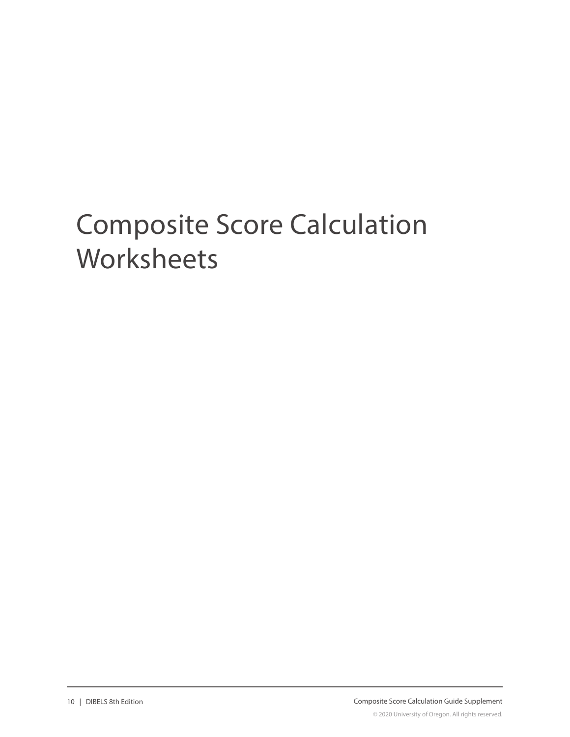# Composite Score Calculation Worksheets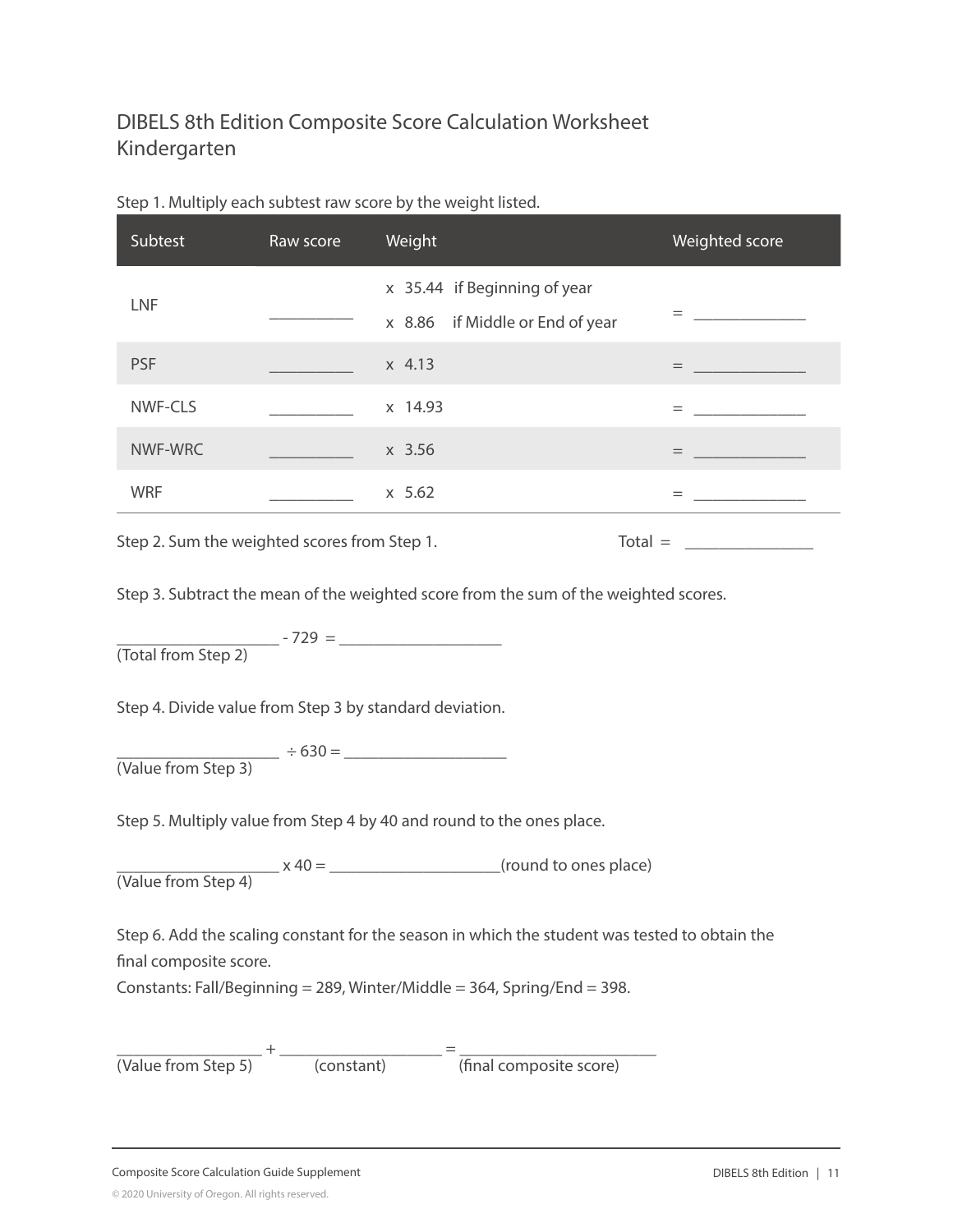# DIBELS 8th Edition Composite Score Calculation Worksheet Kindergarten

Step 1. Multiply each subtest raw score by the weight listed.

| Subtest | Raw score | Weight | Weighted score |
|---|---|---|---|
| LNF | __________ | x 35.44 if Beginning of year<br>x 8.86 if Middle or End of year | = ______________ |
| PSF | __________ | x 4.13 | = ______________ |
| NWF-CLS | __________ | x 14.93 | = ______________ |
| NWF-WRC | __________ | x 3.56 | = ______________ |
| WRF | __________ | x 5.62 | = ______________ |

Step 2. Sum the weighted scores from Step 1. Total = ________________

Step 3. Subtract the mean of the weighted score from the sum of the weighted scores.

____________________ - 729 = ____________________
(Total from Step 2)

Step 4. Divide value from Step 3 by standard deviation.

____________________ ÷ 630 = ____________________
(Value from Step 3)

Step 5. Multiply value from Step 4 by 40 and round to the ones place.

____________________ x 40 = ______________________(round to ones place)
(Value from Step 4)

Step 6. Add the scaling constant for the season in which the student was tested to obtain the final composite score.
Constants: Fall/Beginning = 289, Winter/Middle = 364, Spring/End = 398.

__________________ + ____________________ = _________________________
(Value from Step 5) (constant) (final composite score)

Composite Score Calculation Guide Supplement

© 2020 University of Oregon. All rights reserved.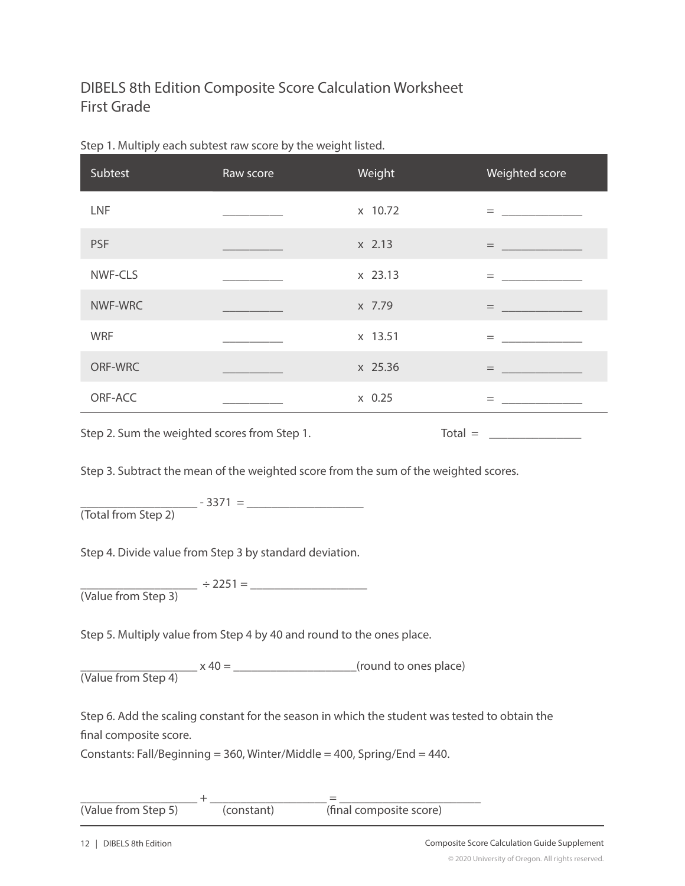# DIBELS 8th Edition Composite Score Calculation Worksheet
## First Grade

Step 1. Multiply each subtest raw score by the weight listed.

| Subtest | Raw score | Weight | Weighted score |
|---|---|---|---|
| LNF | __________ | x 10.72 | = _____________ |
| PSF | __________ | x 2.13 | = _____________ |
| NWF-CLS | __________ | x 23.13 | = _____________ |
| NWF-WRC | __________ | x 7.79 | = _____________ |
| WRF | __________ | x 13.51 | = _____________ |
| ORF-WRC | __________ | x 25.36 | = _____________ |
| ORF-ACC | __________ | x 0.25 | = _____________ |

Step 2. Sum the weighted scores from Step 1. Total = _______________

Step 3. Subtract the mean of the weighted score from the sum of the weighted scores.

___________________ - 3371 = ___________________
(Total from Step 2)

Step 4. Divide value from Step 3 by standard deviation.

___________________ ÷ 2251 = ___________________
(Value from Step 3)

Step 5. Multiply value from Step 4 by 40 and round to the ones place.

___________________ x 40 = ____________________(round to ones place)
(Value from Step 4)

Step 6. Add the scaling constant for the season in which the student was tested to obtain the final composite score.
Constants: Fall/Beginning = 360, Winter/Middle = 400, Spring/End = 440.

___________________ + ___________________ = _______________________
(Value from Step 5) (constant) (final composite score)

© 2020 University of Oregon. All rights reserved.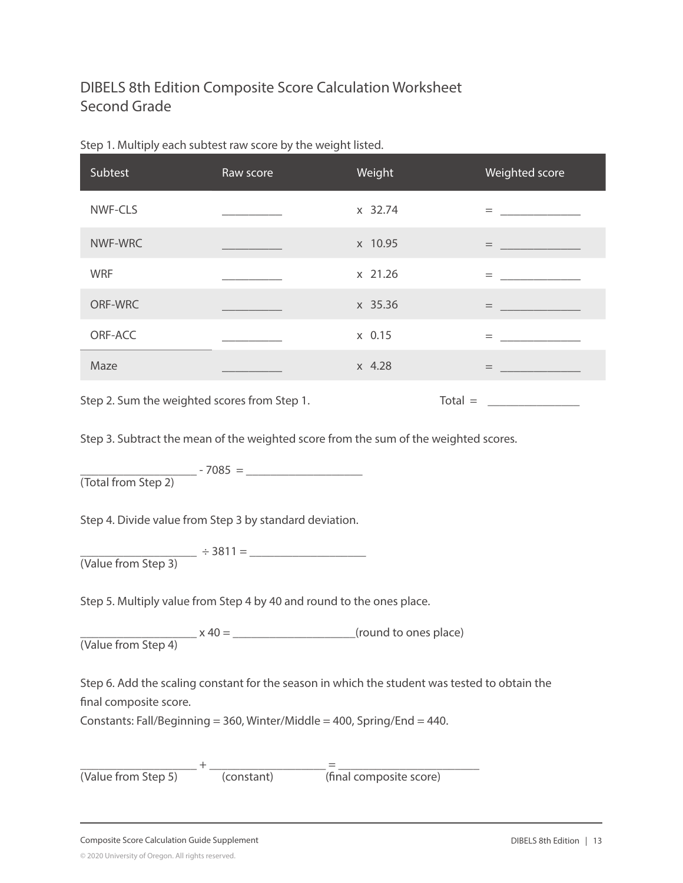# DIBELS 8th Edition Composite Score Calculation Worksheet
## Second Grade

Step 1. Multiply each subtest raw score by the weight listed.

| Subtest | Raw score | Weight | Weighted score |
|---|---|---|---|
| NWF-CLS | __________ | x 32.74 | = _____________ |
| NWF-WRC | __________ | x 10.95 | = _____________ |
| WRF | __________ | x 21.26 | = _____________ |
| ORF-WRC | __________ | x 35.36 | = _____________ |
| ORF-ACC | __________ | x 0.15 | = _____________ |
| Maze | __________ | x 4.28 | = _____________ |

Step 2. Sum the weighted scores from Step 1. Total = _______________

Step 3. Subtract the mean of the weighted score from the sum of the weighted scores.

___________________ - 7085 = ___________________
(Total from Step 2)

Step 4. Divide value from Step 3 by standard deviation.

___________________ ÷ 3811 = ___________________
(Value from Step 3)

Step 5. Multiply value from Step 4 by 40 and round to the ones place.

___________________ x 40 = ____________________(round to ones place)
(Value from Step 4)

Step 6. Add the scaling constant for the season in which the student was tested to obtain the final composite score.
Constants: Fall/Beginning = 360, Winter/Middle = 400, Spring/End = 440.

___________________ + ___________________ = ________________________
(Value from Step 5) (constant) (final composite score)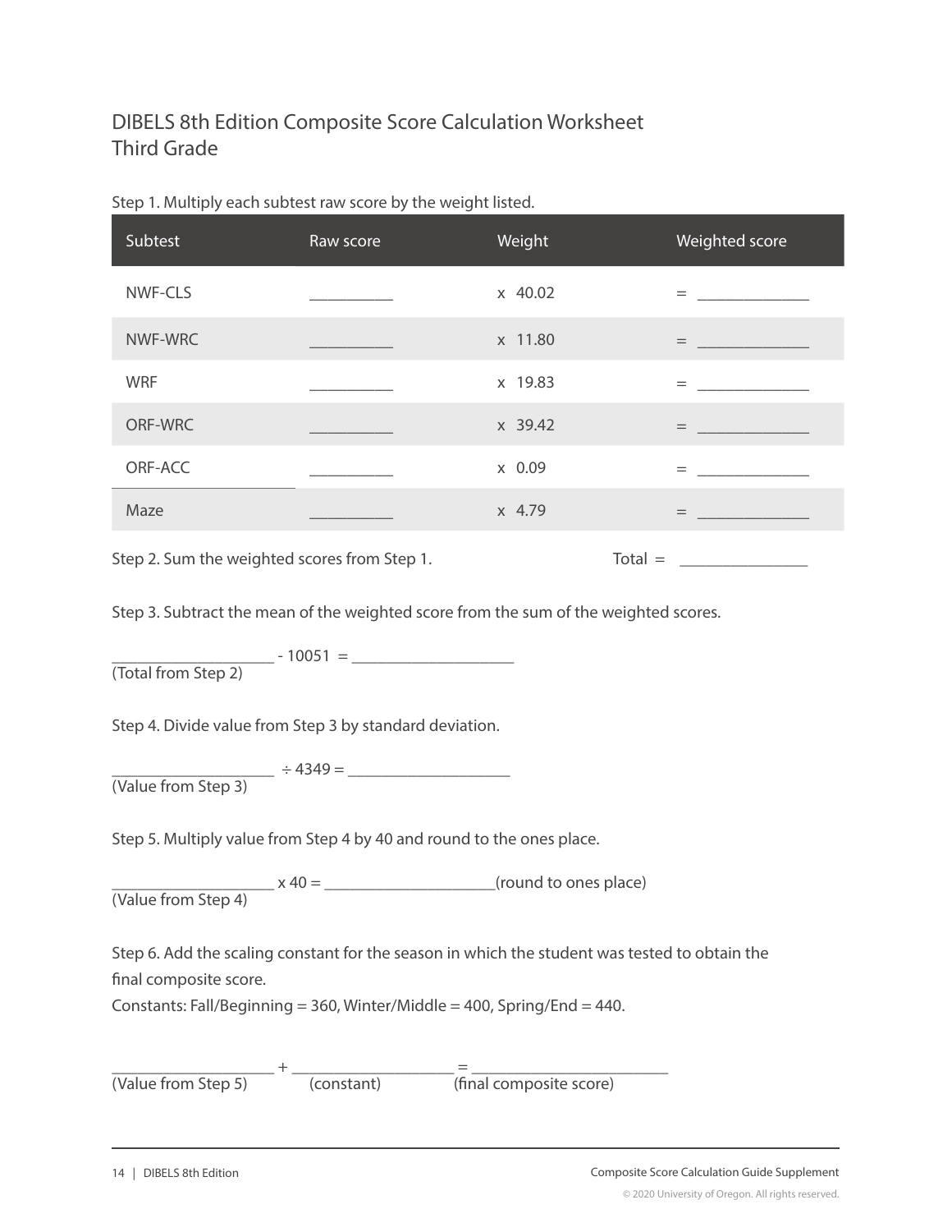# DIBELS 8th Edition Composite Score Calculation Worksheet
## Third Grade

Step 1. Multiply each subtest raw score by the weight listed.

| Subtest | Raw score | Weight | Weighted score |
|---|---|---|---|
| NWF-CLS | __________ | x 40.02 | = _____________ |
| NWF-WRC | __________ | x 11.80 | = _____________ |
| WRF | __________ | x 19.83 | = _____________ |
| ORF-WRC | __________ | x 39.42 | = _____________ |
| ORF-ACC | __________ | x 0.09 | = _____________ |
| Maze | __________ | x 4.79 | = _____________ |

Step 2. Sum the weighted scores from Step 1. Total = _______________

Step 3. Subtract the mean of the weighted score from the sum of the weighted scores.

___________________ - 10051 = ___________________
(Total from Step 2)

Step 4. Divide value from Step 3 by standard deviation.

___________________ ÷ 4349 = ___________________
(Value from Step 3)

Step 5. Multiply value from Step 4 by 40 and round to the ones place.

___________________ x 40 = ____________________(round to ones place)
(Value from Step 4)

Step 6. Add the scaling constant for the season in which the student was tested to obtain the final composite score.
Constants: Fall/Beginning = 360, Winter/Middle = 400, Spring/End = 440.

___________________ + ___________________ = _______________________
(Value from Step 5) (constant) (final composite score)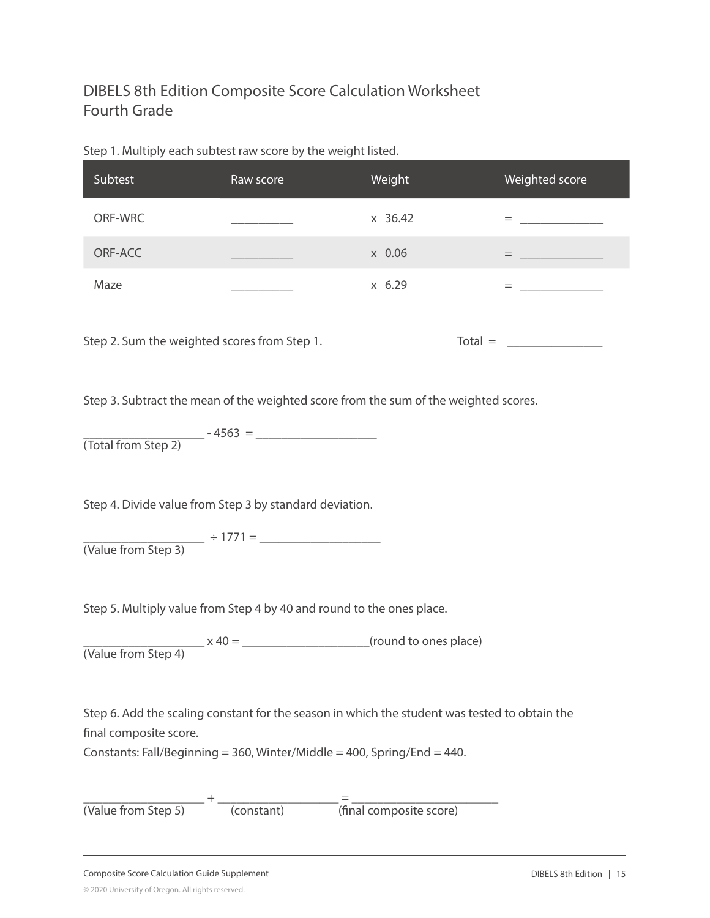# DIBELS 8th Edition Composite Score Calculation Worksheet
## Fourth Grade

Step 1. Multiply each subtest raw score by the weight listed.

| Subtest | Raw score | Weight | Weighted score |
| --- | --- | --- | --- |
| ORF-WRC | __________ | x 36.42 | = _____________ |
| ORF-ACC | __________ | x 0.06 | = _____________ |
| Maze | __________ | x 6.29 | = _____________ |

Step 2. Sum the weighted scores from Step 1. Total = _______________

Step 3. Subtract the mean of the weighted score from the sum of the weighted scores.

___________________ - 4563 = ___________________
(Total from Step 2)

Step 4. Divide value from Step 3 by standard deviation.

___________________ ÷ 1771 = ___________________
(Value from Step 3)

Step 5. Multiply value from Step 4 by 40 and round to the ones place.

___________________ x 40 = ____________________(round to ones place)
(Value from Step 4)

Step 6. Add the scaling constant for the season in which the student was tested to obtain the final composite score.
Constants: Fall/Beginning = 360, Winter/Middle = 400, Spring/End = 440.

___________________ + ___________________ = _______________________
(Value from Step 5) (constant) (final composite score)

Composite Score Calculation Guide Supplement

© 2020 University of Oregon. All rights reserved.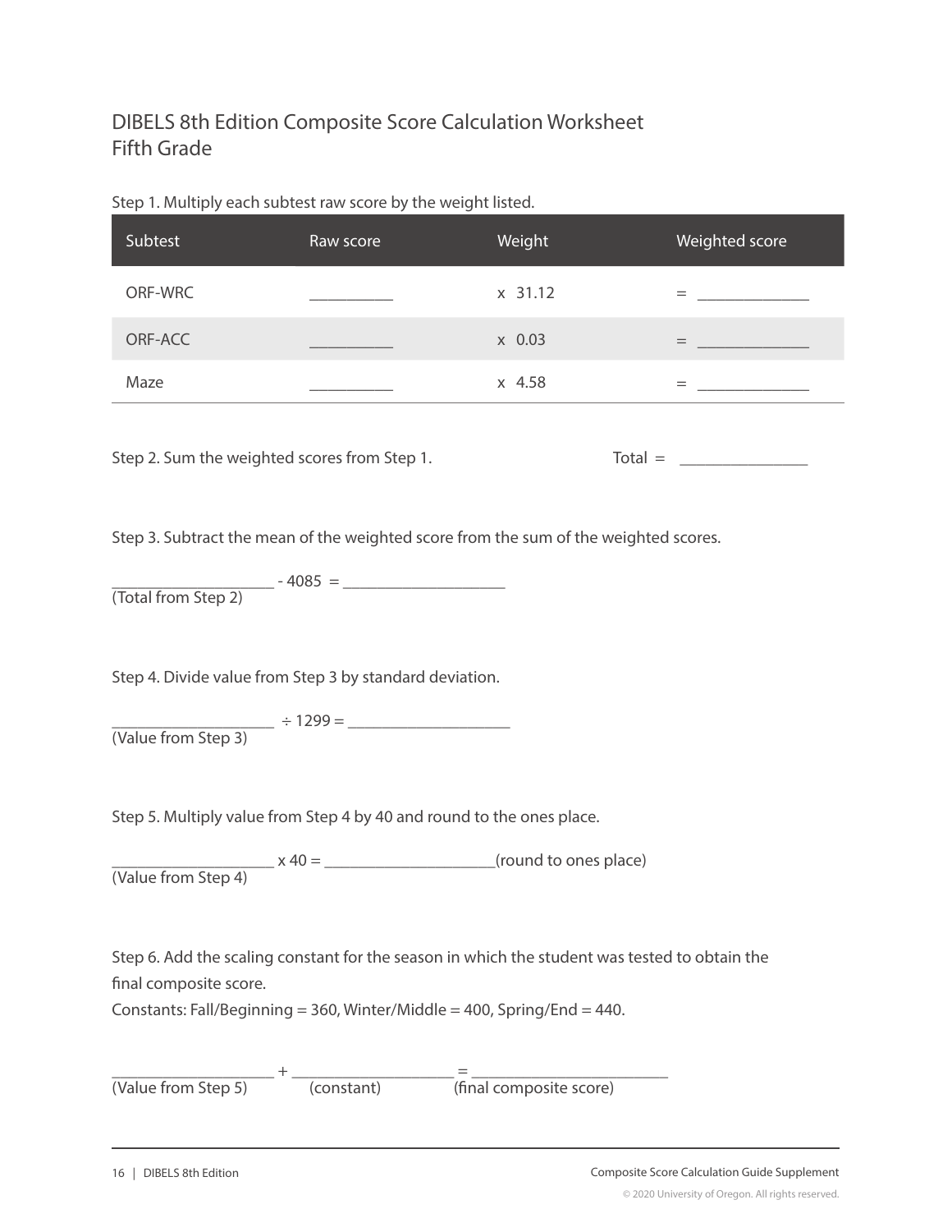# DIBELS 8th Edition Composite Score Calculation Worksheet
## Fifth Grade

Step 1. Multiply each subtest raw score by the weight listed.

| Subtest | Raw score | Weight | Weighted score |
|---|---|---|---|
| ORF-WRC | __________ | x 31.12 | = _____________ |
| ORF-ACC | __________ | x 0.03 | = _____________ |
| Maze | __________ | x 4.58 | = _____________ |

Step 2. Sum the weighted scores from Step 1. Total = _______________

Step 3. Subtract the mean of the weighted score from the sum of the weighted scores.

___________________ - 4085 = ___________________
(Total from Step 2)

Step 4. Divide value from Step 3 by standard deviation.

___________________ ÷ 1299 = ___________________
(Value from Step 3)

Step 5. Multiply value from Step 4 by 40 and round to the ones place.

___________________ x 40 = ____________________(round to ones place)
(Value from Step 4)

Step 6. Add the scaling constant for the season in which the student was tested to obtain the final composite score.
Constants: Fall/Beginning = 360, Winter/Middle = 400, Spring/End = 440.

___________________ + ___________________ = _______________________
(Value from Step 5) (constant) (final composite score)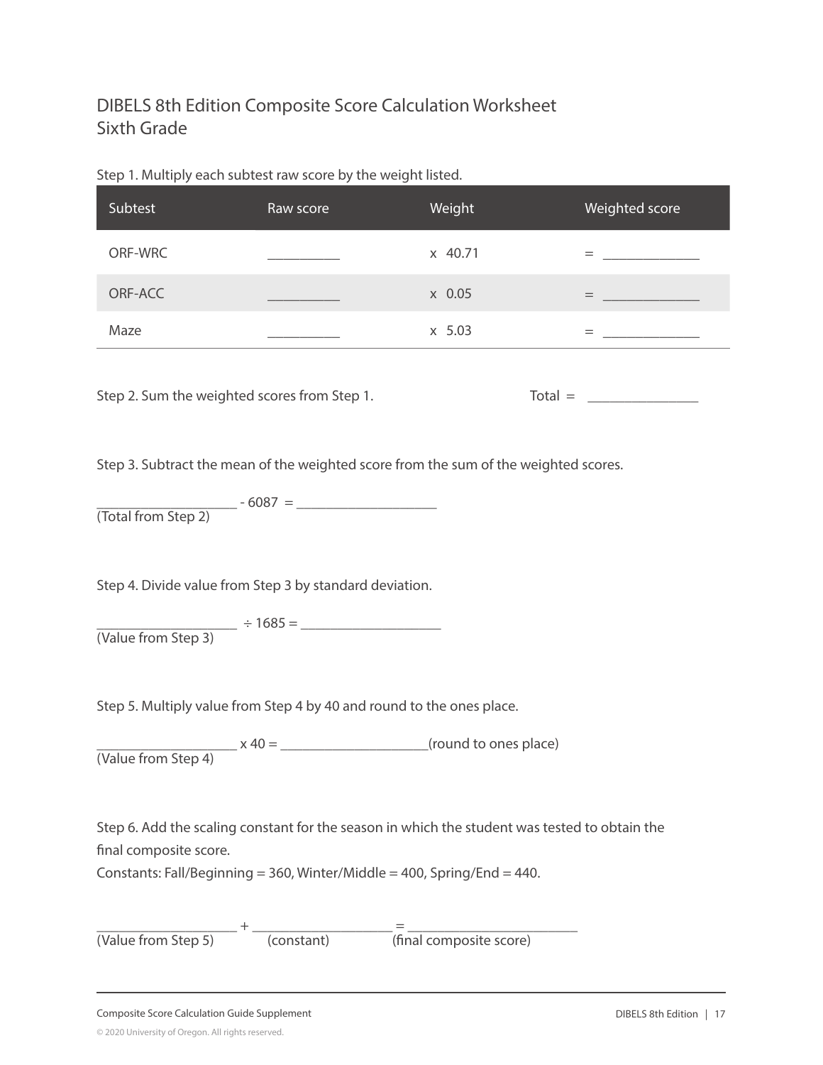# DIBELS 8th Edition Composite Score Calculation Worksheet
## Sixth Grade

Step 1. Multiply each subtest raw score by the weight listed.

| Subtest | Raw score | Weight | Weighted score |
|---|---|---|---|
| ORF-WRC | __________ | x 40.71 | = _____________ |
| ORF-ACC | __________ | x 0.05 | = _____________ |
| Maze | __________ | x 5.03 | = _____________ |

Step 2. Sum the weighted scores from Step 1. Total = _______________

Step 3. Subtract the mean of the weighted score from the sum of the weighted scores.

___________________ - 6087 = ___________________
(Total from Step 2)

Step 4. Divide value from Step 3 by standard deviation.

___________________ ÷ 1685 = ___________________
(Value from Step 3)

Step 5. Multiply value from Step 4 by 40 and round to the ones place.

___________________ x 40 = ____________________(round to ones place)
(Value from Step 4)

Step 6. Add the scaling constant for the season in which the student was tested to obtain the final composite score.
Constants: Fall/Beginning = 360, Winter/Middle = 400, Spring/End = 440.

___________________ + ___________________ = _______________________
(Value from Step 5) (constant) (final composite score)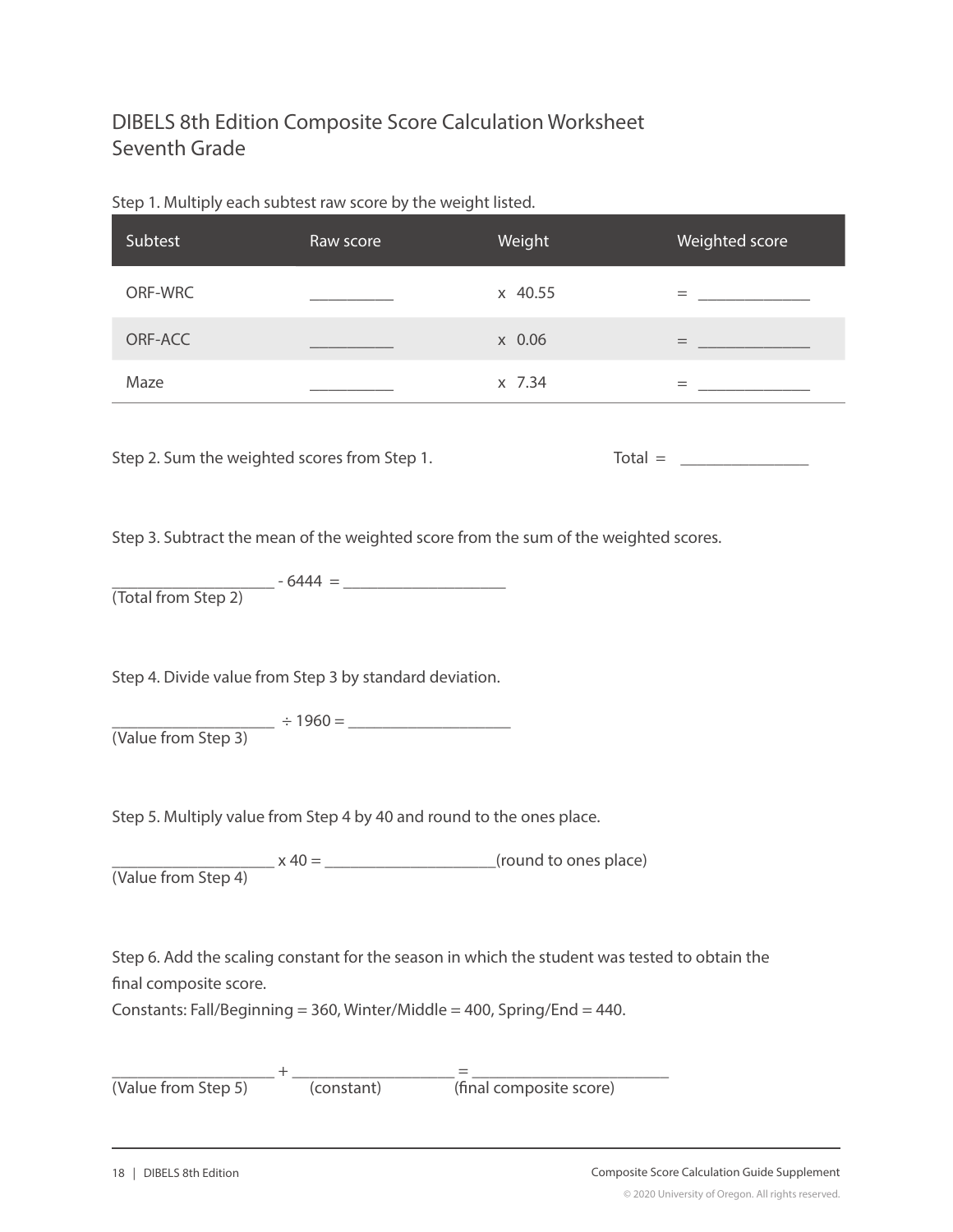# DIBELS 8th Edition Composite Score Calculation Worksheet
## Seventh Grade

Step 1. Multiply each subtest raw score by the weight listed.

| Subtest | Raw score | Weight | Weighted score |
|---|---|---|---|
| ORF-WRC | __________ | x 40.55 | = _____________ |
| ORF-ACC | __________ | x 0.06 | = _____________ |
| Maze | __________ | x 7.34 | = _____________ |

Step 2. Sum the weighted scores from Step 1. Total = _______________

Step 3. Subtract the mean of the weighted score from the sum of the weighted scores.

____________________ - 6444 = ____________________
(Total from Step 2)

Step 4. Divide value from Step 3 by standard deviation.

____________________ ÷ 1960 = ____________________
(Value from Step 3)

Step 5. Multiply value from Step 4 by 40 and round to the ones place.

____________________ x 40 = _____________________(round to ones place)
(Value from Step 4)

Step 6. Add the scaling constant for the season in which the student was tested to obtain the final composite score.
Constants: Fall/Beginning = 360, Winter/Middle = 400, Spring/End = 440.

____________________ + ____________________ = ________________________
(Value from Step 5) (constant) (final composite score)

Composite Score Calculation Guide Supplement

© 2020 University of Oregon. All rights reserved.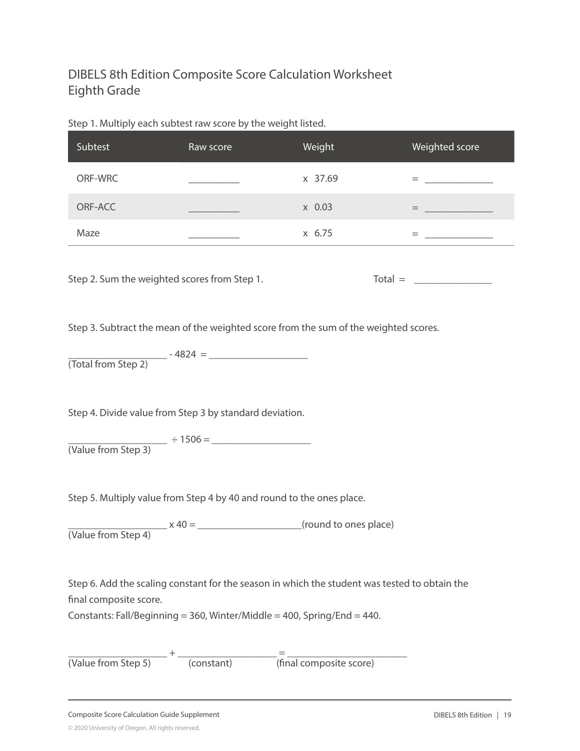# DIBELS 8th Edition Composite Score Calculation Worksheet
## Eighth Grade

Step 1. Multiply each subtest raw score by the weight listed.

| Subtest | Raw score | Weight | Weighted score |
|---|---|---|---|
| ORF-WRC | __________ | x 37.69 | = _____________ |
| ORF-ACC | __________ | x 0.03 | = _____________ |
| Maze | __________ | x 6.75 | = _____________ |

Step 2. Sum the weighted scores from Step 1. Total = _______________

Step 3. Subtract the mean of the weighted score from the sum of the weighted scores.

___________________ - 4824 = ___________________
(Total from Step 2)

Step 4. Divide value from Step 3 by standard deviation.

___________________ ÷ 1506 = ___________________
(Value from Step 3)

Step 5. Multiply value from Step 4 by 40 and round to the ones place.

___________________ x 40 = ____________________(round to ones place)
(Value from Step 4)

Step 6. Add the scaling constant for the season in which the student was tested to obtain the final composite score.
Constants: Fall/Beginning = 360, Winter/Middle = 400, Spring/End = 440.

___________________ + ___________________ = _______________________
(Value from Step 5) (constant) (final composite score)

Composite Score Calculation Guide Supplement

© 2020 University of Oregon. All rights reserved.